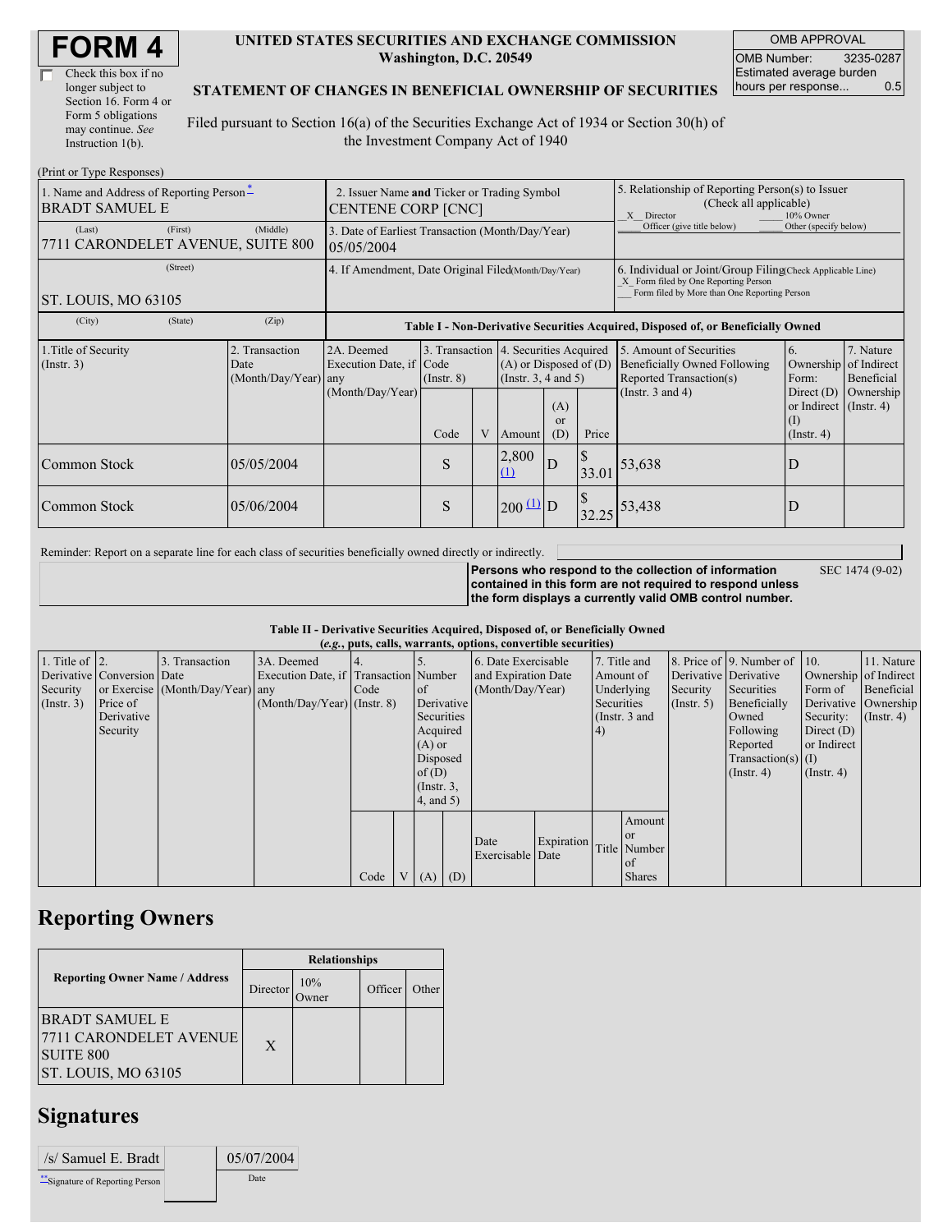# FORM 4

☐ Check this box if no longer subject to Section 16. Form 4 or Form 5 obligations may continue. *See* Instruction 1(b).

**UNITED STATES SECURITIES AND EXCHANGE COMMISSION**
**Washington, D.C. 20549**

**STATEMENT OF CHANGES IN BENEFICIAL OWNERSHIP OF SECURITIES**

Filed pursuant to Section 16(a) of the Securities Exchange Act of 1934 or Section 30(h) of the Investment Company Act of 1940

| OMB APPROVAL | |
|---|---|
| OMB Number: | 3235-0287 |
| Estimated average burden hours per response... | 0.5 |

(Print or Type Responses)

| 1. Name and Address of Reporting Person * | 2. Issuer Name and Ticker or Trading Symbol | 5. Relationship of Reporting Person(s) to Issuer (Check all applicable) |
|---|---|---|
| BRADT SAMUEL E | CENTENE CORP [CNC] | _X_ Director ___ 10% Owner ___ Officer (give title below) ___ Other (specify below) |
| (Last) (First) (Middle) 7711 CARONDELET AVENUE, SUITE 800 | 3. Date of Earliest Transaction (Month/Day/Year) 05/05/2004 | |
| (Street) ST. LOUIS, MO 63105 | 4. If Amendment, Date Original Filed (Month/Day/Year) | 6. Individual or Joint/Group Filing (Check Applicable Line) _X_ Form filed by One Reporting Person ___ Form filed by More than One Reporting Person |
| (City) (State) (Zip) | | |

**Table I - Non-Derivative Securities Acquired, Disposed of, or Beneficially Owned**

| 1.Title of Security (Instr. 3) | 2. Transaction Date (Month/Day/Year) | 2A. Deemed Execution Date, if any (Month/Day/Year) | 3. Transaction Code (Instr. 8) | | 4. Securities Acquired (A) or Disposed of (D) (Instr. 3, 4 and 5) | | | 5. Amount of Securities Beneficially Owned Following Reported Transaction(s) (Instr. 3 and 4) | 6. Ownership Form: Direct (D) or Indirect (I) (Instr. 4) | 7. Nature of Indirect Beneficial Ownership (Instr. 4) |
|---|---|---|---|---|---|---|---|---|---|---|
| | | | Code | V | Amount | (A) or (D) | Price | | | |
| Common Stock | 05/05/2004 | | S | | 2,800 (1) | D | $ 33.01 | 53,638 | D | |
| Common Stock | 05/06/2004 | | S | | 200 (1) | D | $ 32.25 | 53,438 | D | |

Reminder: Report on a separate line for each class of securities beneficially owned directly or indirectly.

**Persons who respond to the collection of information contained in this form are not required to respond unless the form displays a currently valid OMB control number.** SEC 1474 (9-02)

**Table II - Derivative Securities Acquired, Disposed of, or Beneficially Owned**
**(*e.g.*, puts, calls, warrants, options, convertible securities)**

| 1. Title of Derivative Security (Instr. 3) | 2. Conversion or Exercise Price of Derivative Security | 3. Transaction Date (Month/Day/Year) | 3A. Deemed Execution Date, if any (Month/Day/Year) | 4. Transaction Code (Instr. 8) | | 5. Number of Derivative Securities Acquired (A) or Disposed of (D) (Instr. 3, 4, and 5) | | 6. Date Exercisable and Expiration Date (Month/Day/Year) | | 7. Title and Amount of Underlying Securities (Instr. 3 and 4) | | 8. Price of Derivative Security (Instr. 5) | 9. Number of Derivative Securities Beneficially Owned Following Reported Transaction(s) (Instr. 4) | 10. Ownership Form of Derivative Security: Direct (D) or Indirect (I) (Instr. 4) | 11. Nature of Indirect Beneficial Ownership (Instr. 4) |
|---|---|---|---|---|---|---|---|---|---|---|---|---|---|---|---|
| | | | | Code | V | (A) | (D) | Date Exercisable | Expiration Date | Title | Amount or Number of Shares | | | | |

## Reporting Owners

| Reporting Owner Name / Address | Relationships | | | |
|---|---|---|---|---|
| | Director | 10% Owner | Officer | Other |
| BRADT SAMUEL E 7711 CARONDELET AVENUE SUITE 800 ST. LOUIS, MO 63105 | X | | | |

## Signatures

| /s/ Samuel E. Bradt | | 05/07/2004 |
|---|---|---|
| ** Signature of Reporting Person | | Date |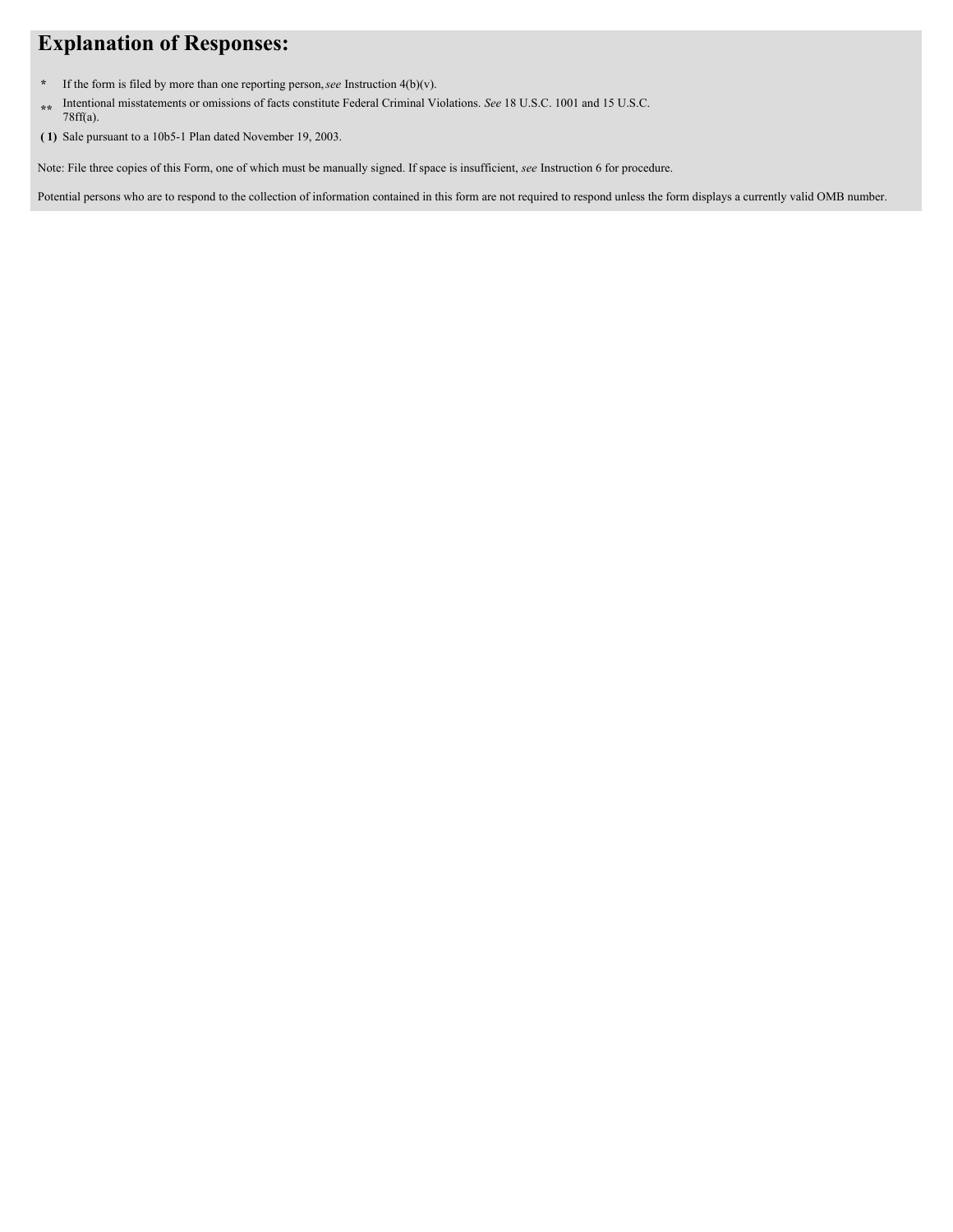# Explanation of Responses:

- \* If the form is filed by more than one reporting person, *see* Instruction 4(b)(v).
- \*\* Intentional misstatements or omissions of facts constitute Federal Criminal Violations. *See* 18 U.S.C. 1001 and 15 U.S.C. 78ff(a).
- **( 1)** Sale pursuant to a 10b5-1 Plan dated November 19, 2003.

Note: File three copies of this Form, one of which must be manually signed. If space is insufficient, *see* Instruction 6 for procedure.

Potential persons who are to respond to the collection of information contained in this form are not required to respond unless the form displays a currently valid OMB number.